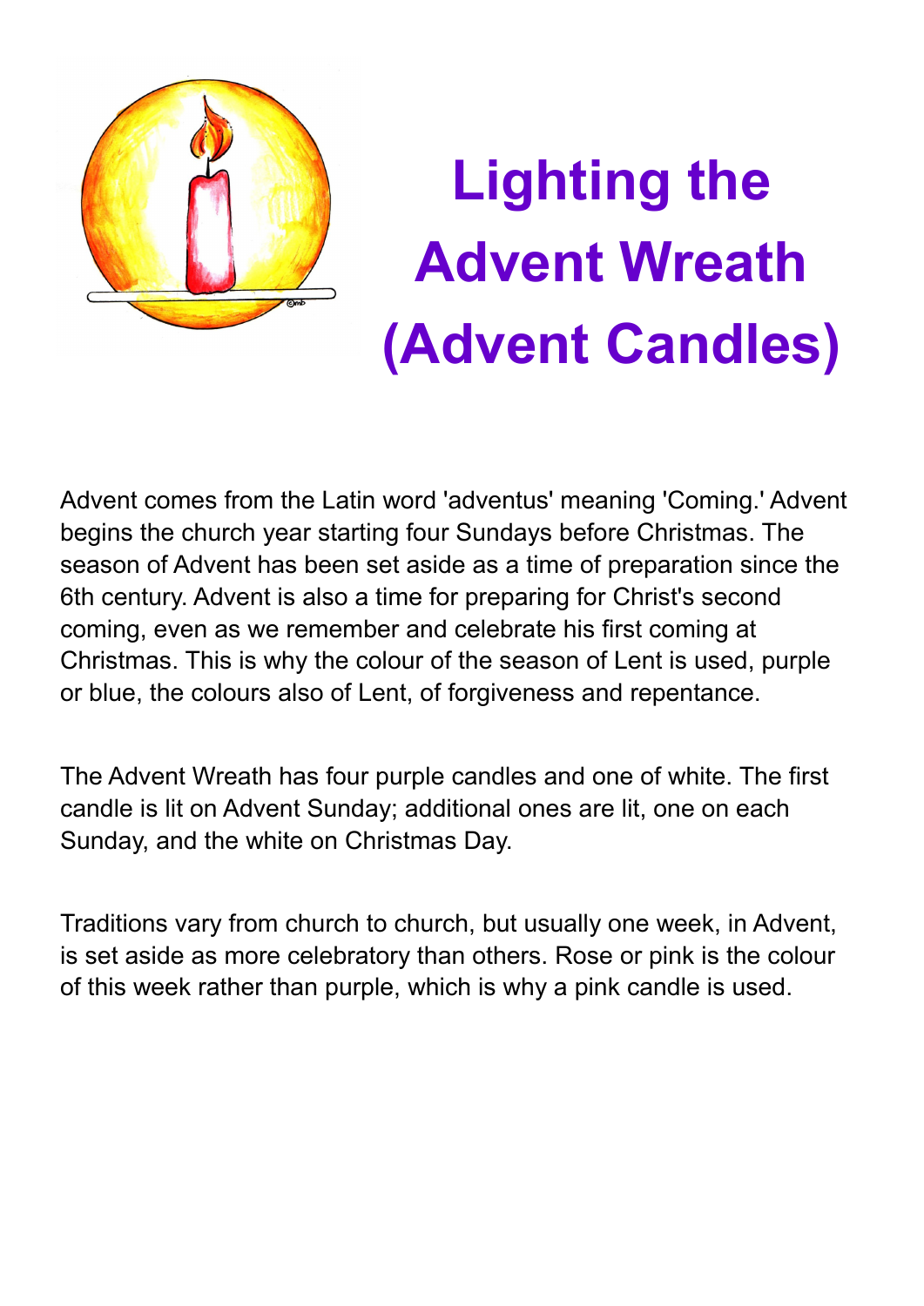# Lighting the Advent Wreath (Advent Candles)

Advent comes from the Latin word 'adventus' meaning 'Coming.' Advent begins the church year starting four Sundays before Christmas. The season of Advent has been set aside as a time of preparation since the 6th century. Advent is also a time for preparing for Christ's second coming, even as we remember and celebrate his first coming at Christmas. This is why the colour of the season of Lent is used, purple or blue, the colours also of Lent, of forgiveness and repentance.

The Advent Wreath has four purple candles and one of white. The first candle is lit on Advent Sunday; additional ones are lit, one on each Sunday, and the white on Christmas Day.

Traditions vary from church to church, but usually one week, in Advent, is set aside as more celebratory than others. Rose or pink is the colour of this week rather than purple, which is why a pink candle is used.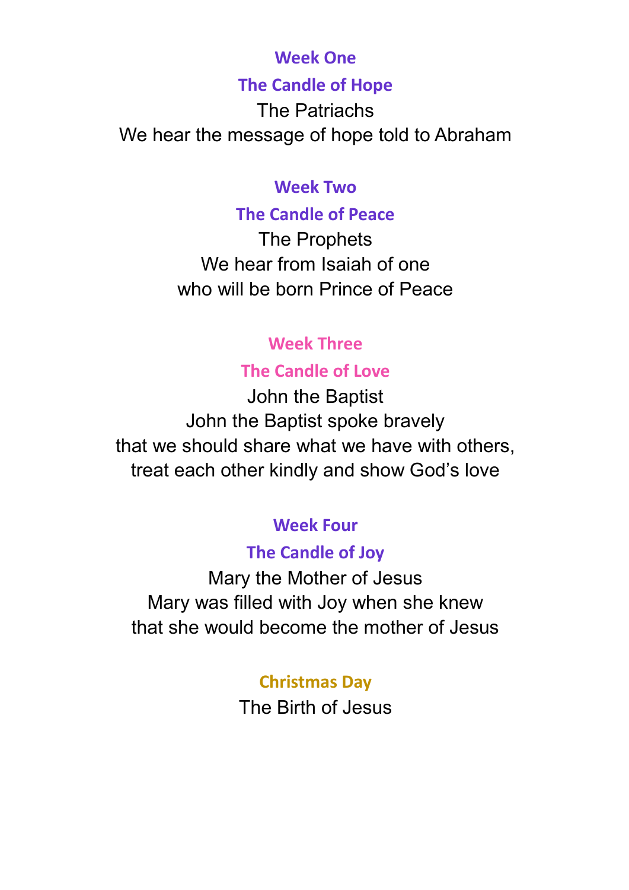## Week One

### The Candle of Hope

The Patriachs

We hear the message of hope told to Abraham

## Week Two

### The Candle of Peace

The Prophets

We hear from Isaiah of one
who will be born Prince of Peace

## Week Three

### The Candle of Love

John the Baptist

John the Baptist spoke bravely
that we should share what we have with others,
treat each other kindly and show God's love

## Week Four

### The Candle of Joy

Mary the Mother of Jesus

Mary was filled with Joy when she knew
that she would become the mother of Jesus

## Christmas Day

The Birth of Jesus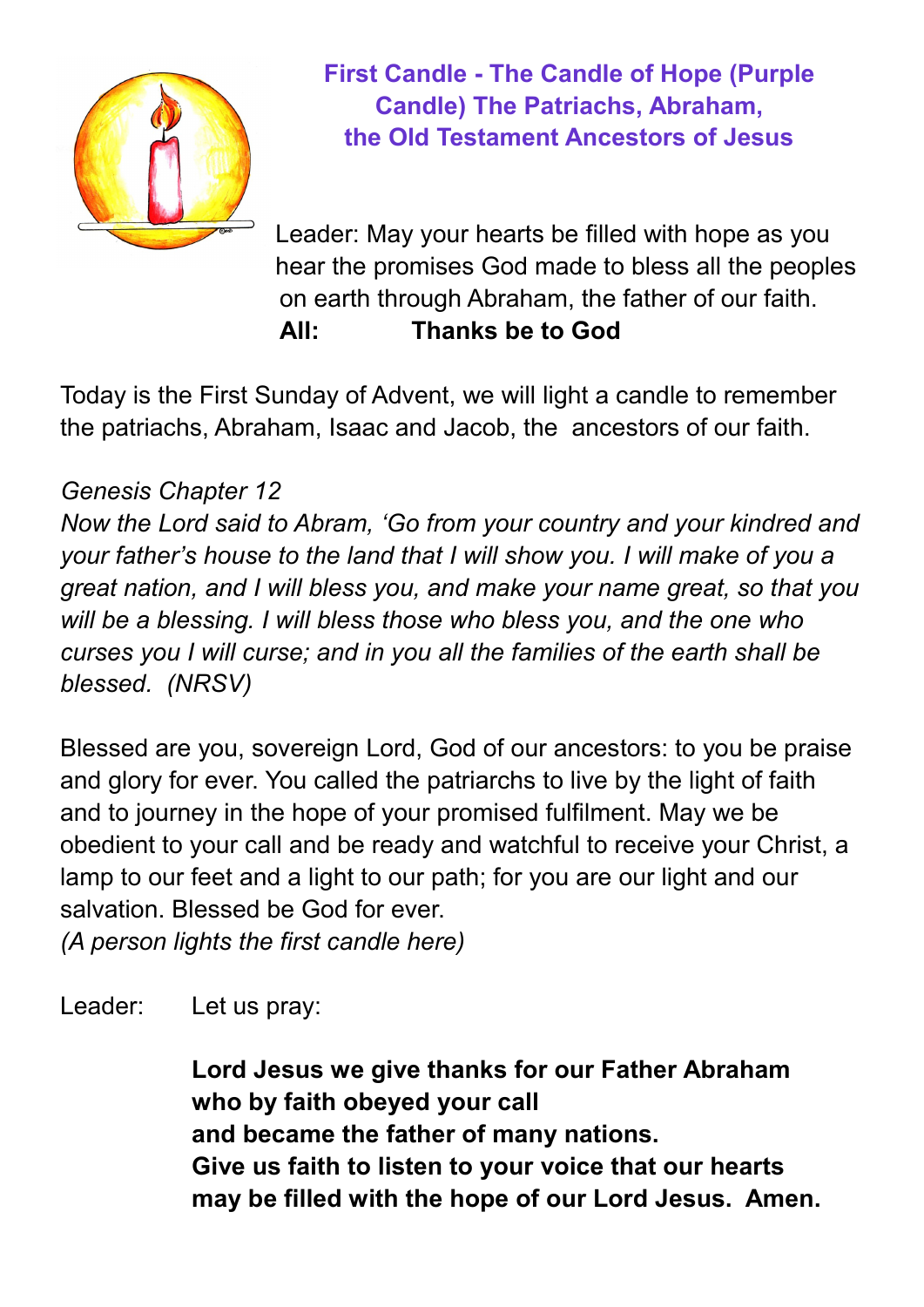## First Candle - The Candle of Hope (Purple Candle) The Patriachs, Abraham, the Old Testament Ancestors of Jesus

Leader: May your hearts be filled with hope as you hear the promises God made to bless all the peoples on earth through Abraham, the father of our faith.

**All: Thanks be to God**

Today is the First Sunday of Advent, we will light a candle to remember the patriachs, Abraham, Isaac and Jacob, the ancestors of our faith.

*Genesis Chapter 12*

*Now the Lord said to Abram, 'Go from your country and your kindred and your father's house to the land that I will show you. I will make of you a great nation, and I will bless you, and make your name great, so that you will be a blessing. I will bless those who bless you, and the one who curses you I will curse; and in you all the families of the earth shall be blessed. (NRSV)*

Blessed are you, sovereign Lord, God of our ancestors: to you be praise and glory for ever. You called the patriarchs to live by the light of faith and to journey in the hope of your promised fulfilment. May we be obedient to your call and be ready and watchful to receive your Christ, a lamp to our feet and a light to our path; for you are our light and our salvation. Blessed be God for ever.

*(A person lights the first candle here)*

Leader: Let us pray:

**Lord Jesus we give thanks for our Father Abraham**
**who by faith obeyed your call**
**and became the father of many nations.**
**Give us faith to listen to your voice that our hearts may be filled with the hope of our Lord Jesus. Amen.**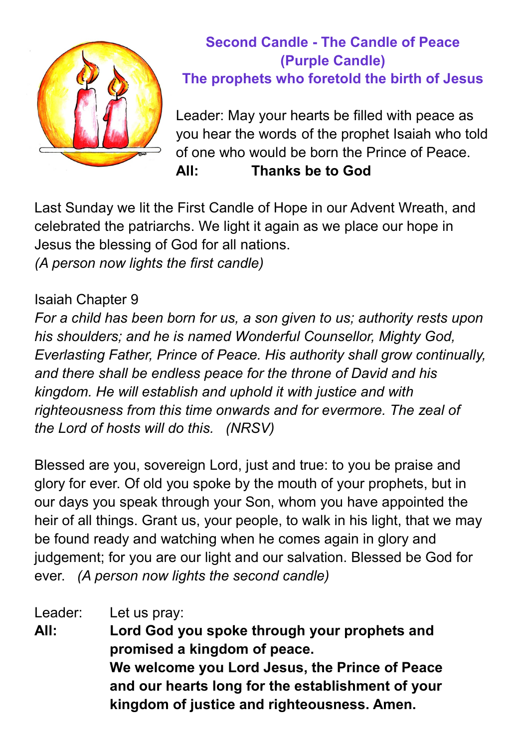## Second Candle - The Candle of Peace (Purple Candle)

## The prophets who foretold the birth of Jesus

Leader: May your hearts be filled with peace as you hear the words of the prophet Isaiah who told of one who would be born the Prince of Peace.

**All: Thanks be to God**

Last Sunday we lit the First Candle of Hope in our Advent Wreath, and celebrated the patriarchs. We light it again as we place our hope in Jesus the blessing of God for all nations.

*(A person now lights the first candle)*

Isaiah Chapter 9

*For a child has been born for us, a son given to us; authority rests upon his shoulders; and he is named Wonderful Counsellor, Mighty God, Everlasting Father, Prince of Peace. His authority shall grow continually, and there shall be endless peace for the throne of David and his kingdom. He will establish and uphold it with justice and with righteousness from this time onwards and for evermore. The zeal of the Lord of hosts will do this. (NRSV)*

Blessed are you, sovereign Lord, just and true: to you be praise and glory for ever. Of old you spoke by the mouth of your prophets, but in our days you speak through your Son, whom you have appointed the heir of all things. Grant us, your people, to walk in his light, that we may be found ready and watching when he comes again in glory and judgement; for you are our light and our salvation. Blessed be God for ever. *(A person now lights the second candle)*

Leader: Let us pray:

**All: Lord God you spoke through your prophets and promised a kingdom of peace.**
**We welcome you Lord Jesus, the Prince of Peace and our hearts long for the establishment of your kingdom of justice and righteousness. Amen.**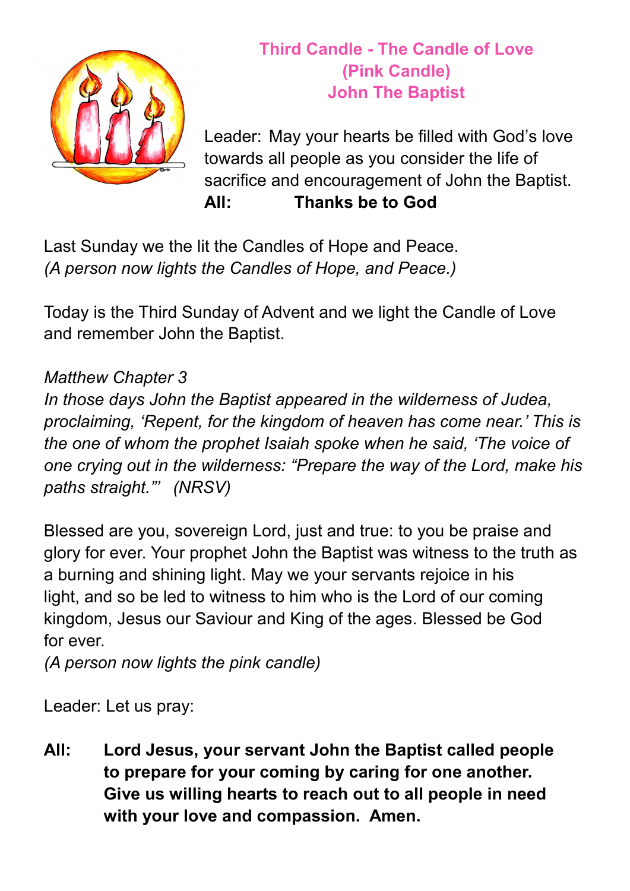## Third Candle - The Candle of Love
## (Pink Candle)
## John The Baptist

Leader: May your hearts be filled with God's love towards all people as you consider the life of sacrifice and encouragement of John the Baptist.
**All: Thanks be to God**

Last Sunday we the lit the Candles of Hope and Peace.
*(A person now lights the Candles of Hope, and Peace.)*

Today is the Third Sunday of Advent and we light the Candle of Love and remember John the Baptist.

*Matthew Chapter 3*
*In those days John the Baptist appeared in the wilderness of Judea, proclaiming, 'Repent, for the kingdom of heaven has come near.' This is the one of whom the prophet Isaiah spoke when he said, 'The voice of one crying out in the wilderness: "Prepare the way of the Lord, make his paths straight."' (NRSV)*

Blessed are you, sovereign Lord, just and true: to you be praise and glory for ever. Your prophet John the Baptist was witness to the truth as a burning and shining light. May we your servants rejoice in his light, and so be led to witness to him who is the Lord of our coming kingdom, Jesus our Saviour and King of the ages. Blessed be God for ever.
*(A person now lights the pink candle)*

Leader: Let us pray:

**All: Lord Jesus, your servant John the Baptist called people to prepare for your coming by caring for one another. Give us willing hearts to reach out to all people in need with your love and compassion. Amen.**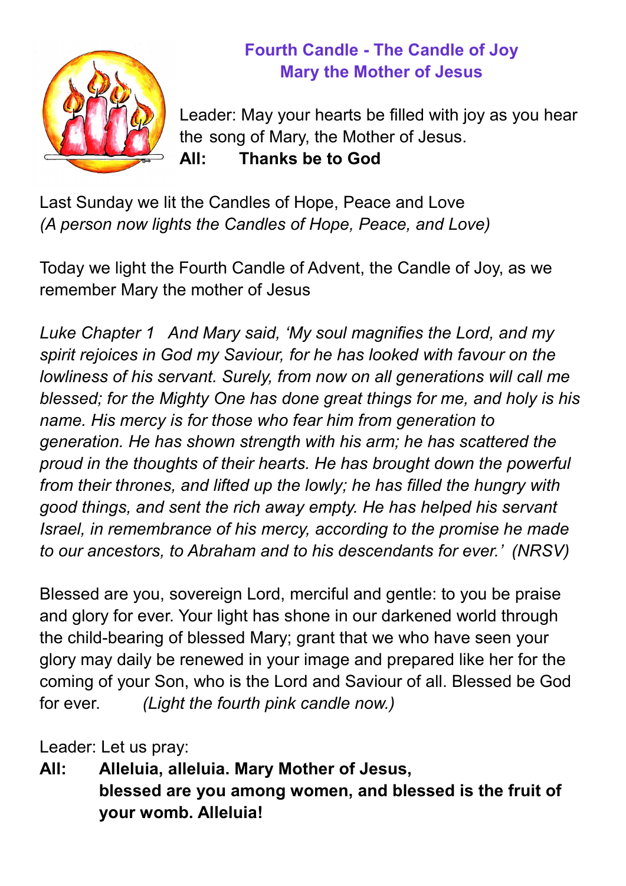## Fourth Candle - The Candle of Joy
## Mary the Mother of Jesus

Leader: May your hearts be filled with joy as you hear the song of Mary, the Mother of Jesus.

**All: Thanks be to God**

Last Sunday we lit the Candles of Hope, Peace and Love
*(A person now lights the Candles of Hope, Peace, and Love)*

Today we light the Fourth Candle of Advent, the Candle of Joy, as we remember Mary the mother of Jesus

*Luke Chapter 1 And Mary said, 'My soul magnifies the Lord, and my spirit rejoices in God my Saviour, for he has looked with favour on the lowliness of his servant. Surely, from now on all generations will call me blessed; for the Mighty One has done great things for me, and holy is his name. His mercy is for those who fear him from generation to generation. He has shown strength with his arm; he has scattered the proud in the thoughts of their hearts. He has brought down the powerful from their thrones, and lifted up the lowly; he has filled the hungry with good things, and sent the rich away empty. He has helped his servant Israel, in remembrance of his mercy, according to the promise he made to our ancestors, to Abraham and to his descendants for ever.' (NRSV)*

Blessed are you, sovereign Lord, merciful and gentle: to you be praise and glory for ever. Your light has shone in our darkened world through the child-bearing of blessed Mary; grant that we who have seen your glory may daily be renewed in your image and prepared like her for the coming of your Son, who is the Lord and Saviour of all. Blessed be God for ever. *(Light the fourth pink candle now.)*

Leader: Let us pray:

**All: Alleluia, alleluia. Mary Mother of Jesus, blessed are you among women, and blessed is the fruit of your womb. Alleluia!**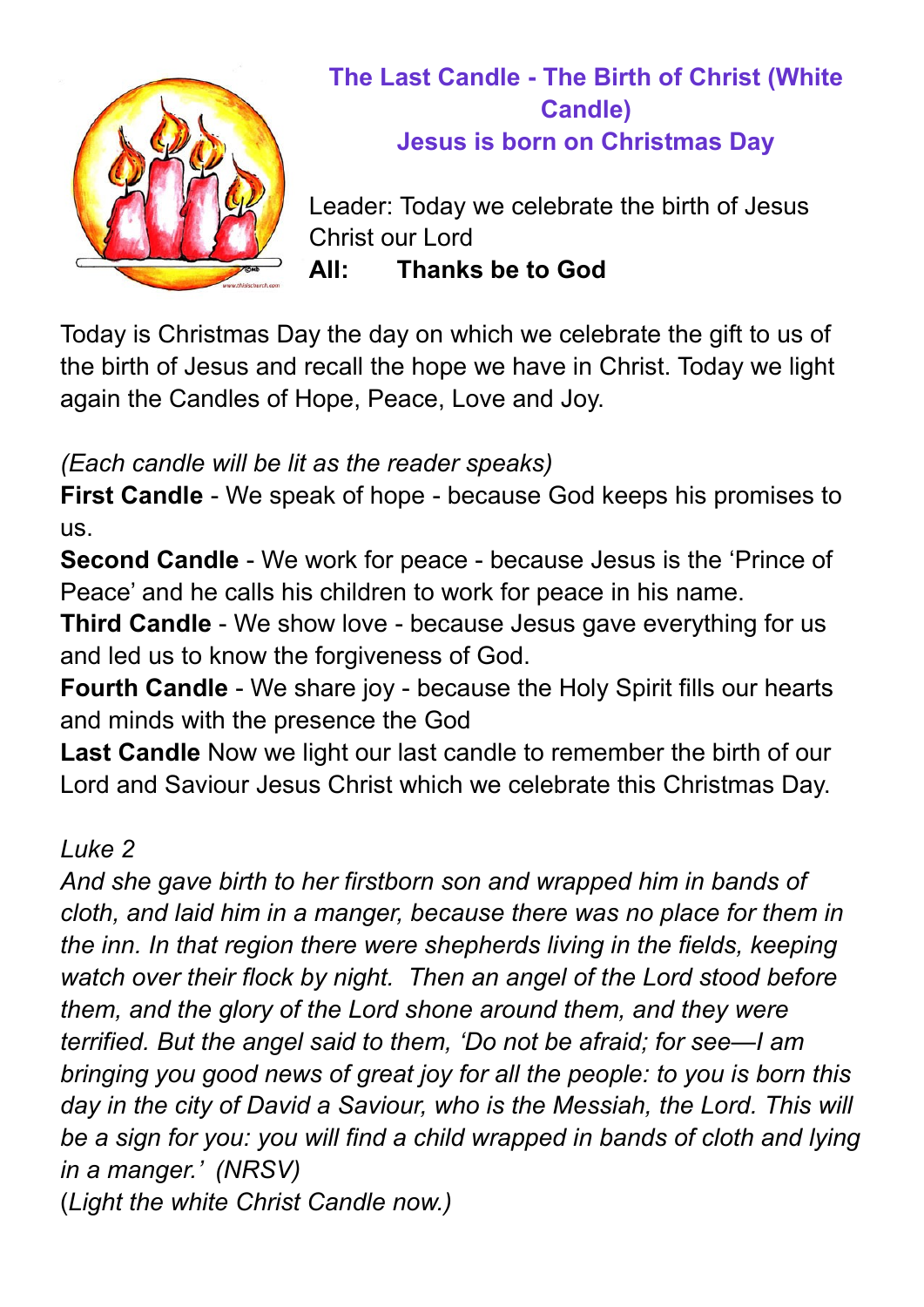## The Last Candle - The Birth of Christ (White Candle)
## Jesus is born on Christmas Day

Leader: Today we celebrate the birth of Jesus Christ our Lord

**All: Thanks be to God**

Today is Christmas Day the day on which we celebrate the gift to us of the birth of Jesus and recall the hope we have in Christ. Today we light again the Candles of Hope, Peace, Love and Joy.

*(Each candle will be lit as the reader speaks)*

**First Candle** - We speak of hope - because God keeps his promises to us.

**Second Candle** - We work for peace - because Jesus is the 'Prince of Peace' and he calls his children to work for peace in his name.

**Third Candle** - We show love - because Jesus gave everything for us and led us to know the forgiveness of God.

**Fourth Candle** - We share joy - because the Holy Spirit fills our hearts and minds with the presence the God

**Last Candle** Now we light our last candle to remember the birth of our Lord and Saviour Jesus Christ which we celebrate this Christmas Day.

*Luke 2*

*And she gave birth to her firstborn son and wrapped him in bands of cloth, and laid him in a manger, because there was no place for them in the inn. In that region there were shepherds living in the fields, keeping watch over their flock by night. Then an angel of the Lord stood before them, and the glory of the Lord shone around them, and they were terrified. But the angel said to them, 'Do not be afraid; for see—I am bringing you good news of great joy for all the people: to you is born this day in the city of David a Saviour, who is the Messiah, the Lord. This will be a sign for you: you will find a child wrapped in bands of cloth and lying in a manger.' (NRSV)*

(*Light the white Christ Candle now.)*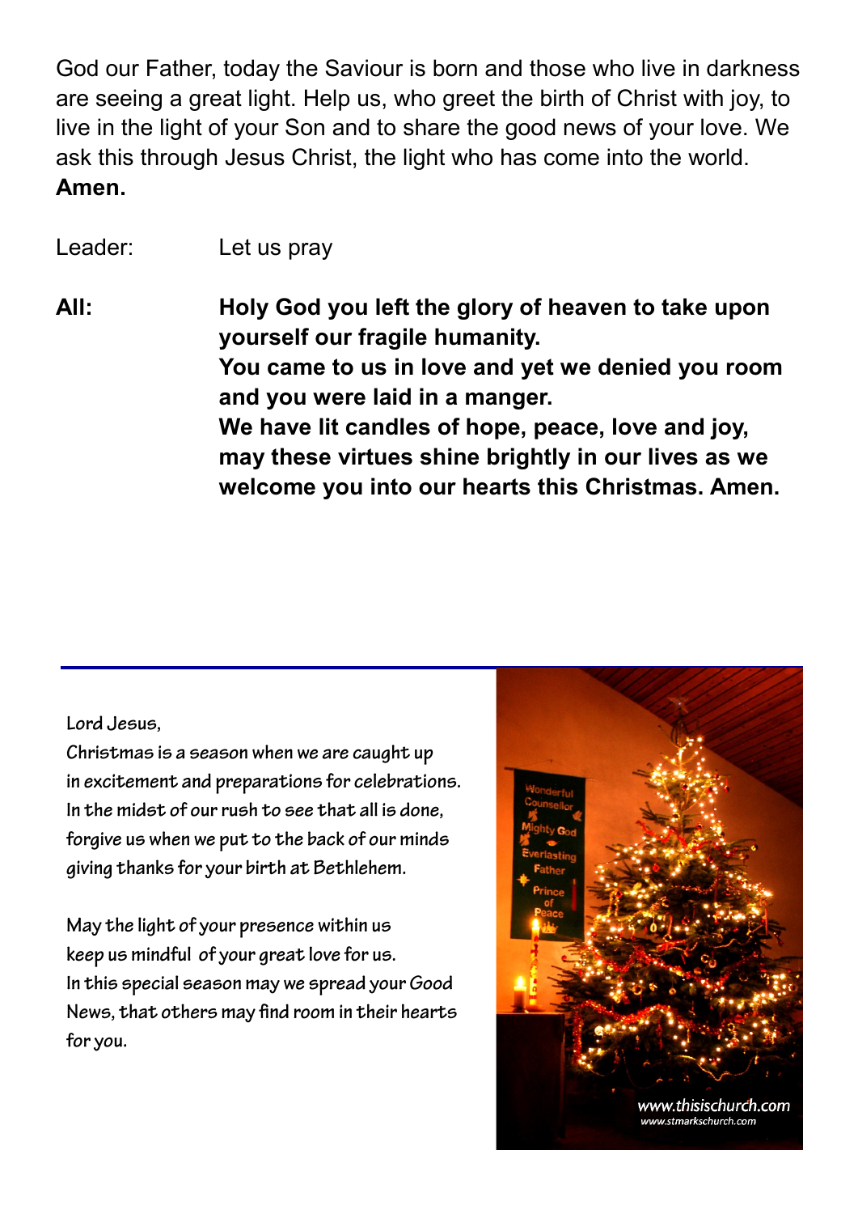God our Father, today the Saviour is born and those who live in darkness are seeing a great light. Help us, who greet the birth of Christ with joy, to live in the light of your Son and to share the good news of your love. We ask this through Jesus Christ, the light who has come into the world. **Amen.**

Leader: Let us pray

**All:** **Holy God you left the glory of heaven to take upon yourself our fragile humanity.**
**You came to us in love and yet we denied you room and you were laid in a manger.**
**We have lit candles of hope, peace, love and joy, may these virtues shine brightly in our lives as we welcome you into our hearts this Christmas. Amen.**

---

Lord Jesus,
Christmas is a season when we are caught up in excitement and preparations for celebrations.
In the midst of our rush to see that all is done, forgive us when we put to the back of our minds giving thanks for your birth at Bethlehem.

May the light of your presence within us keep us mindful of your great love for us.
In this special season may we spread your Good News, that others may find room in their hearts for you.

Wonderful Counsellor
Mighty God
Everlasting Father
Prince of Peace

www.thisischurch.com
www.stmarkschurch.com